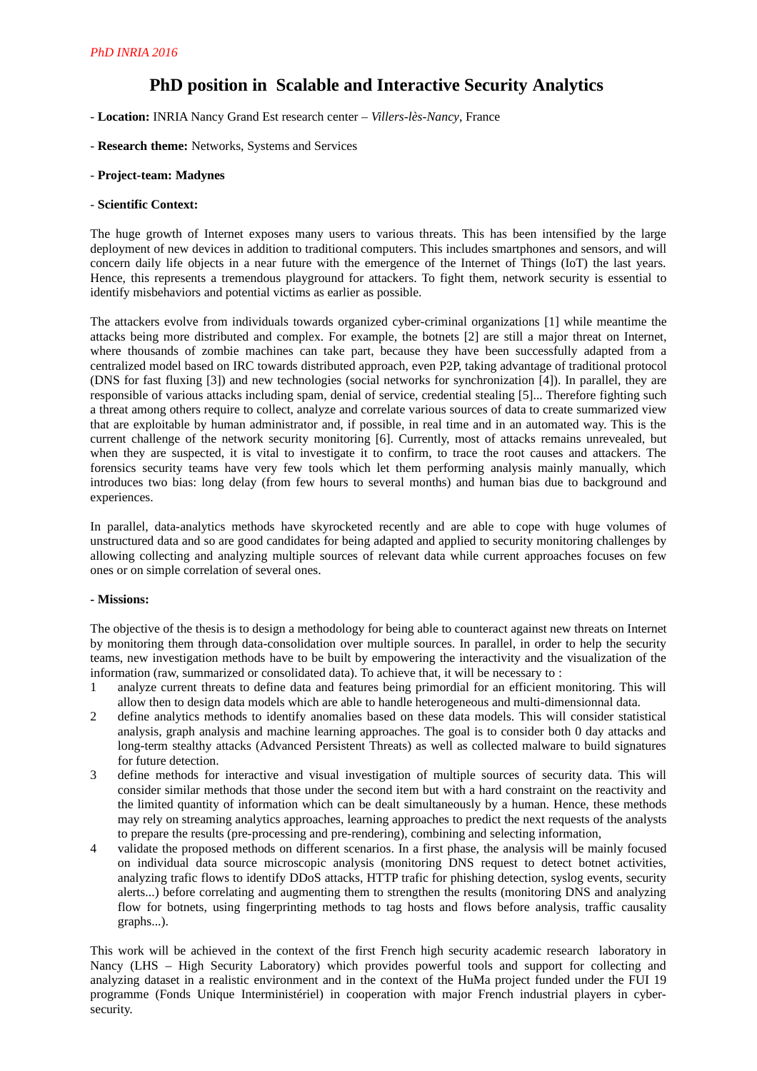*PhD INRIA 2016*

# PhD position in Scalable and Interactive Security Analytics

- **Location:** INRIA Nancy Grand Est research center – *Villers-lès-Nancy*, France

- **Research theme:** Networks, Systems and Services

- **Project-team: Madynes**

- **Scientific Context:**

The huge growth of Internet exposes many users to various threats. This has been intensified by the large deployment of new devices in addition to traditional computers. This includes smartphones and sensors, and will concern daily life objects in a near future with the emergence of the Internet of Things (IoT) the last years. Hence, this represents a tremendous playground for attackers. To fight them, network security is essential to identify misbehaviors and potential victims as earlier as possible.

The attackers evolve from individuals towards organized cyber-criminal organizations [1] while meantime the attacks being more distributed and complex. For example, the botnets [2] are still a major threat on Internet, where thousands of zombie machines can take part, because they have been successfully adapted from a centralized model based on IRC towards distributed approach, even P2P, taking advantage of traditional protocol (DNS for fast fluxing [3]) and new technologies (social networks for synchronization [4]). In parallel, they are responsible of various attacks including spam, denial of service, credential stealing [5]... Therefore fighting such a threat among others require to collect, analyze and correlate various sources of data to create summarized view that are exploitable by human administrator and, if possible, in real time and in an automated way. This is the current challenge of the network security monitoring [6]. Currently, most of attacks remains unrevealed, but when they are suspected, it is vital to investigate it to confirm, to trace the root causes and attackers. The forensics security teams have very few tools which let them performing analysis mainly manually, which introduces two bias: long delay (from few hours to several months) and human bias due to background and experiences.

In parallel, data-analytics methods have skyrocketed recently and are able to cope with huge volumes of unstructured data and so are good candidates for being adapted and applied to security monitoring challenges by allowing collecting and analyzing multiple sources of relevant data while current approaches focuses on few ones or on simple correlation of several ones.

**- Missions:**

The objective of the thesis is to design a methodology for being able to counteract against new threats on Internet by monitoring them through data-consolidation over multiple sources. In parallel, in order to help the security teams, new investigation methods have to be built by empowering the interactivity and the visualization of the information (raw, summarized or consolidated data). To achieve that, it will be necessary to :

1. analyze current threats to define data and features being primordial for an efficient monitoring. This will allow then to design data models which are able to handle heterogeneous and multi-dimensionnal data.
2. define analytics methods to identify anomalies based on these data models. This will consider statistical analysis, graph analysis and machine learning approaches. The goal is to consider both 0 day attacks and long-term stealthy attacks (Advanced Persistent Threats) as well as collected malware to build signatures for future detection.
3. define methods for interactive and visual investigation of multiple sources of security data. This will consider similar methods that those under the second item but with a hard constraint on the reactivity and the limited quantity of information which can be dealt simultaneously by a human. Hence, these methods may rely on streaming analytics approaches, learning approaches to predict the next requests of the analysts to prepare the results (pre-processing and pre-rendering), combining and selecting information,
4. validate the proposed methods on different scenarios. In a first phase, the analysis will be mainly focused on individual data source microscopic analysis (monitoring DNS request to detect botnet activities, analyzing trafic flows to identify DDoS attacks, HTTP trafic for phishing detection, syslog events, security alerts...) before correlating and augmenting them to strengthen the results (monitoring DNS and analyzing flow for botnets, using fingerprinting methods to tag hosts and flows before analysis, traffic causality graphs...).

This work will be achieved in the context of the first French high security academic research laboratory in Nancy (LHS – High Security Laboratory) which provides powerful tools and support for collecting and analyzing dataset in a realistic environment and in the context of the HuMa project funded under the FUI 19 programme (Fonds Unique Interministériel) in cooperation with major French industrial players in cyber-security.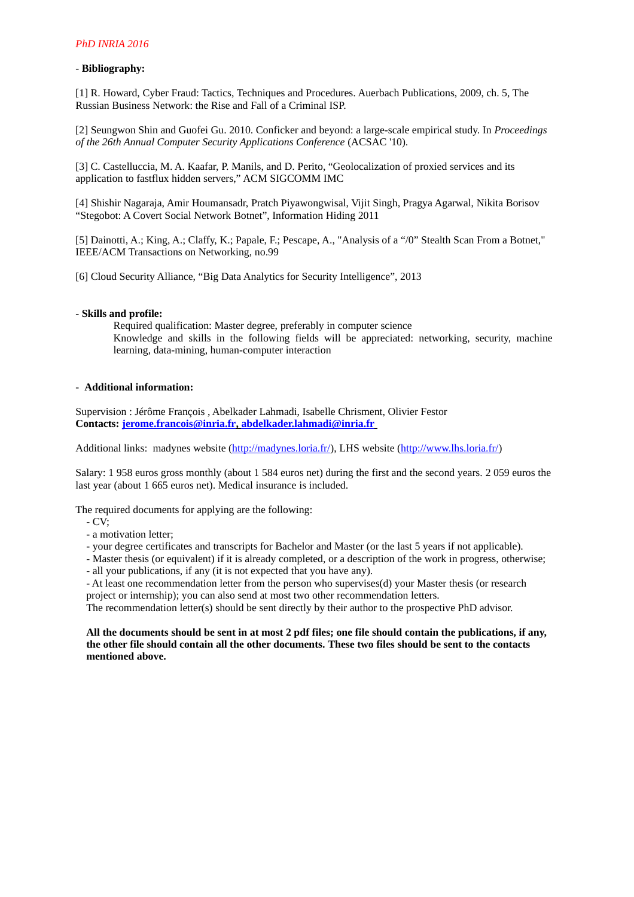- **Bibliography:**

[1] R. Howard, Cyber Fraud: Tactics, Techniques and Procedures. Auerbach Publications, 2009, ch. 5, The Russian Business Network: the Rise and Fall of a Criminal ISP.

[2] Seungwon Shin and Guofei Gu. 2010. Conficker and beyond: a large-scale empirical study. In *Proceedings of the 26th Annual Computer Security Applications Conference* (ACSAC '10).

[3] C. Castelluccia, M. A. Kaafar, P. Manils, and D. Perito, "Geolocalization of proxied services and its application to fastflux hidden servers," ACM SIGCOMM IMC

[4] Shishir Nagaraja, Amir Houmansadr, Pratch Piyawongwisal, Vijit Singh, Pragya Agarwal, Nikita Borisov "Stegobot: A Covert Social Network Botnet", Information Hiding 2011

[5] Dainotti, A.; King, A.; Claffy, K.; Papale, F.; Pescape, A., "Analysis of a "/0" Stealth Scan From a Botnet," IEEE/ACM Transactions on Networking, no.99

[6] Cloud Security Alliance, "Big Data Analytics for Security Intelligence", 2013

- **Skills and profile:**

  Required qualification: Master degree, preferably in computer science
  Knowledge and skills in the following fields will be appreciated: networking, security, machine learning, data-mining, human-computer interaction

- **Additional information:**

Supervision : Jérôme François , Abelkader Lahmadi, Isabelle Chrisment, Olivier Festor
**Contacts: jerome.francois@inria.fr, abdelkader.lahmadi@inria.fr**

Additional links: madynes website (http://madynes.loria.fr/), LHS website (http://www.lhs.loria.fr/)

Salary: 1 958 euros gross monthly (about 1 584 euros net) during the first and the second years. 2 059 euros the last year (about 1 665 euros net). Medical insurance is included.

The required documents for applying are the following:

- CV;
- a motivation letter;
- your degree certificates and transcripts for Bachelor and Master (or the last 5 years if not applicable).
- Master thesis (or equivalent) if it is already completed, or a description of the work in progress, otherwise;
- all your publications, if any (it is not expected that you have any).
- At least one recommendation letter from the person who supervises(d) your Master thesis (or research project or internship); you can also send at most two other recommendation letters.

The recommendation letter(s) should be sent directly by their author to the prospective PhD advisor.

**All the documents should be sent in at most 2 pdf files; one file should contain the publications, if any, the other file should contain all the other documents. These two files should be sent to the contacts mentioned above.**